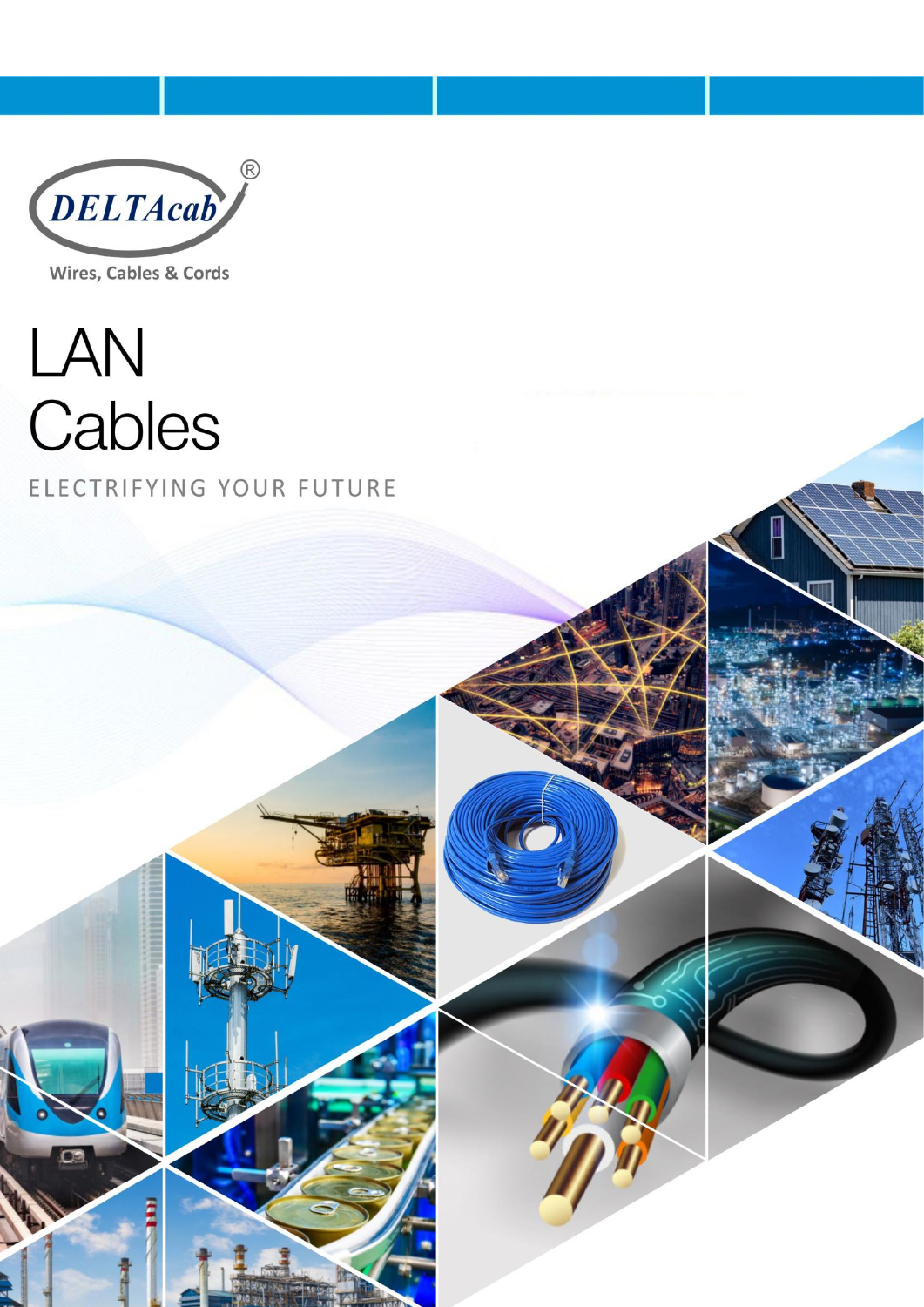DELTAcab®

Wires, Cables & Cords

# LAN Cables

ELECTRIFYING YOUR FUTURE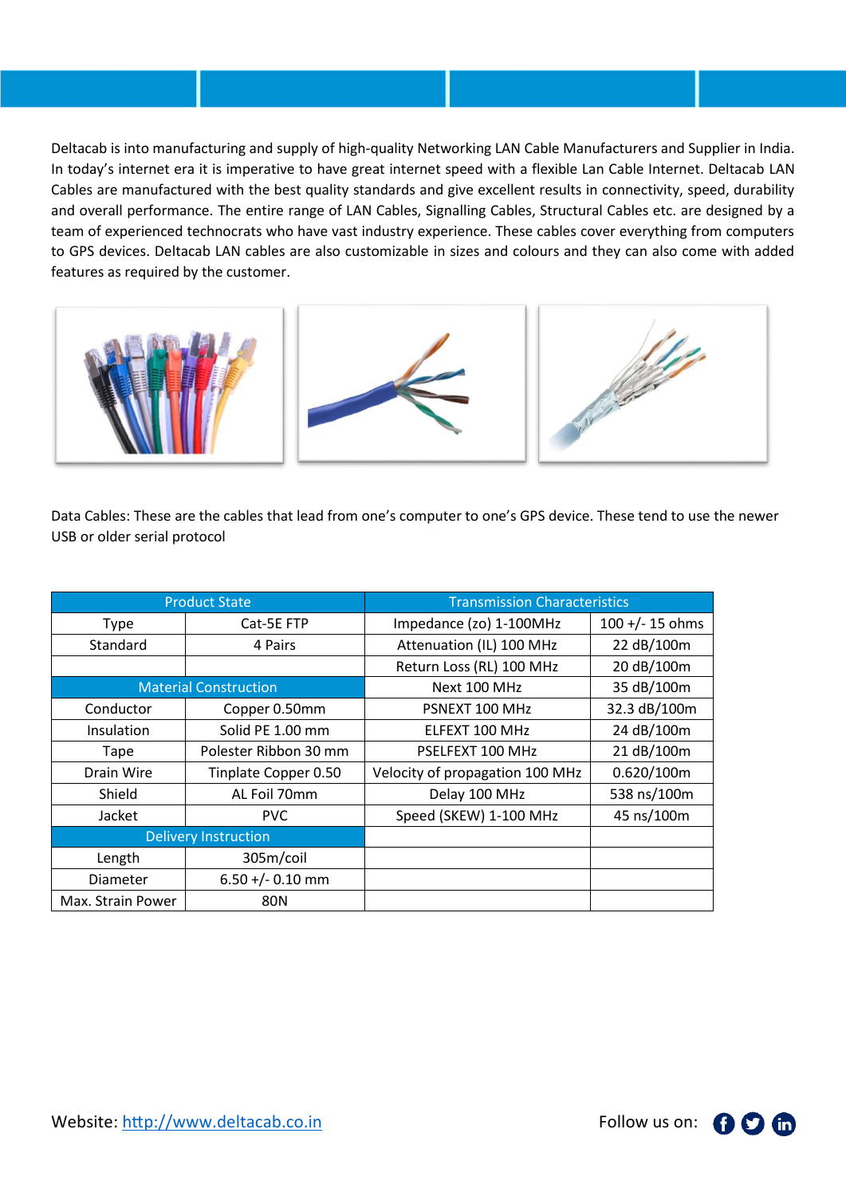Deltacab is into manufacturing and supply of high-quality Networking LAN Cable Manufacturers and Supplier in India. In today's internet era it is imperative to have great internet speed with a flexible Lan Cable Internet. Deltacab LAN Cables are manufactured with the best quality standards and give excellent results in connectivity, speed, durability and overall performance. The entire range of LAN Cables, Signalling Cables, Structural Cables etc. are designed by a team of experienced technocrats who have vast industry experience. These cables cover everything from computers to GPS devices. Deltacab LAN cables are also customizable in sizes and colours and they can also come with added features as required by the customer.

Data Cables: These are the cables that lead from one's computer to one's GPS device. These tend to use the newer USB or older serial protocol

| Product State | | Transmission Characteristics | |
|---|---|---|---|
| Type | Cat-5E FTP | Impedance (zo) 1-100MHz | 100 +/- 15 ohms |
| Standard | 4 Pairs | Attenuation (IL) 100 MHz | 22 dB/100m |
| | | Return Loss (RL) 100 MHz | 20 dB/100m |
| Material Construction | | Next 100 MHz | 35 dB/100m |
| Conductor | Copper 0.50mm | PSNEXT 100 MHz | 32.3 dB/100m |
| Insulation | Solid PE 1.00 mm | ELFEXT 100 MHz | 24 dB/100m |
| Tape | Polester Ribbon 30 mm | PSELFEXT 100 MHz | 21 dB/100m |
| Drain Wire | Tinplate Copper 0.50 | Velocity of propagation 100 MHz | 0.620/100m |
| Shield | AL Foil 70mm | Delay 100 MHz | 538 ns/100m |
| Jacket | PVC | Speed (SKEW) 1-100 MHz | 45 ns/100m |
| Delivery Instruction | | | |
| Length | 305m/coil | | |
| Diameter | 6.50 +/- 0.10 mm | | |
| Max. Strain Power | 80N | | |

Website: [http://www.deltacab.co.in](http://www.deltacab.co.in)

Follow us on: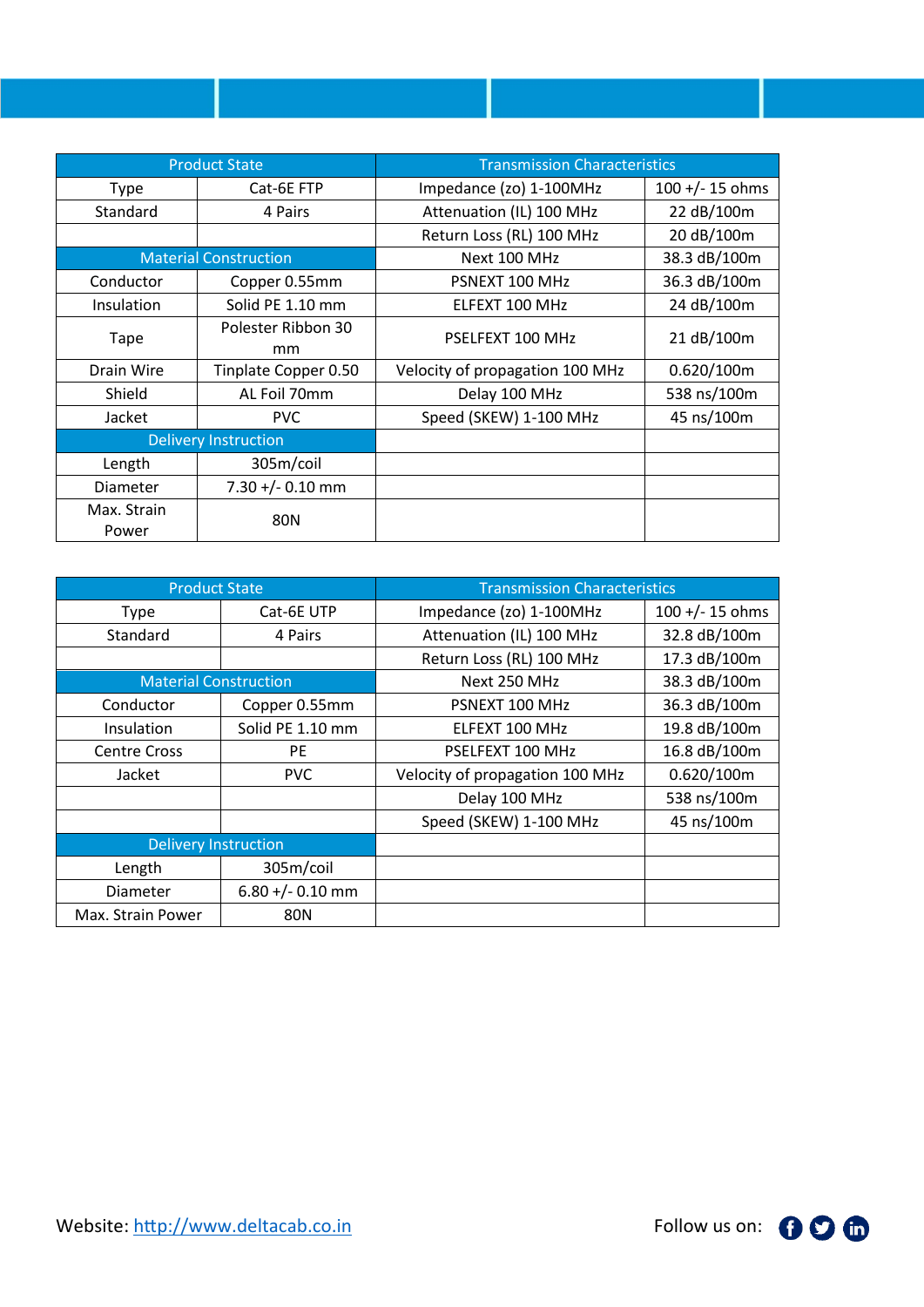| Product State | | Transmission Characteristics | |
|---|---|---|---|
| Type | Cat-6E FTP | Impedance (zo) 1-100MHz | 100 +/- 15 ohms |
| Standard | 4 Pairs | Attenuation (IL) 100 MHz | 22 dB/100m |
| | | Return Loss (RL) 100 MHz | 20 dB/100m |
| Material Construction | | Next 100 MHz | 38.3 dB/100m |
| Conductor | Copper 0.55mm | PSNEXT 100 MHz | 36.3 dB/100m |
| Insulation | Solid PE 1.10 mm | ELFEXT 100 MHz | 24 dB/100m |
| Tape | Polester Ribbon 30 mm | PSELFEXT 100 MHz | 21 dB/100m |
| Drain Wire | Tinplate Copper 0.50 | Velocity of propagation 100 MHz | 0.620/100m |
| Shield | AL Foil 70mm | Delay 100 MHz | 538 ns/100m |
| Jacket | PVC | Speed (SKEW) 1-100 MHz | 45 ns/100m |
| Delivery Instruction | | | |
| Length | 305m/coil | | |
| Diameter | 7.30 +/- 0.10 mm | | |
| Max. Strain Power | 80N | | |

| Product State | | Transmission Characteristics | |
|---|---|---|---|
| Type | Cat-6E UTP | Impedance (zo) 1-100MHz | 100 +/- 15 ohms |
| Standard | 4 Pairs | Attenuation (IL) 100 MHz | 32.8 dB/100m |
| | | Return Loss (RL) 100 MHz | 17.3 dB/100m |
| Material Construction | | Next 250 MHz | 38.3 dB/100m |
| Conductor | Copper 0.55mm | PSNEXT 100 MHz | 36.3 dB/100m |
| Insulation | Solid PE 1.10 mm | ELFEXT 100 MHz | 19.8 dB/100m |
| Centre Cross | PE | PSELFEXT 100 MHz | 16.8 dB/100m |
| Jacket | PVC | Velocity of propagation 100 MHz | 0.620/100m |
| | | Delay 100 MHz | 538 ns/100m |
| | | Speed (SKEW) 1-100 MHz | 45 ns/100m |
| Delivery Instruction | | | |
| Length | 305m/coil | | |
| Diameter | 6.80 +/- 0.10 mm | | |
| Max. Strain Power | 80N | | |

Website: http://www.deltacab.co.in

Follow us on: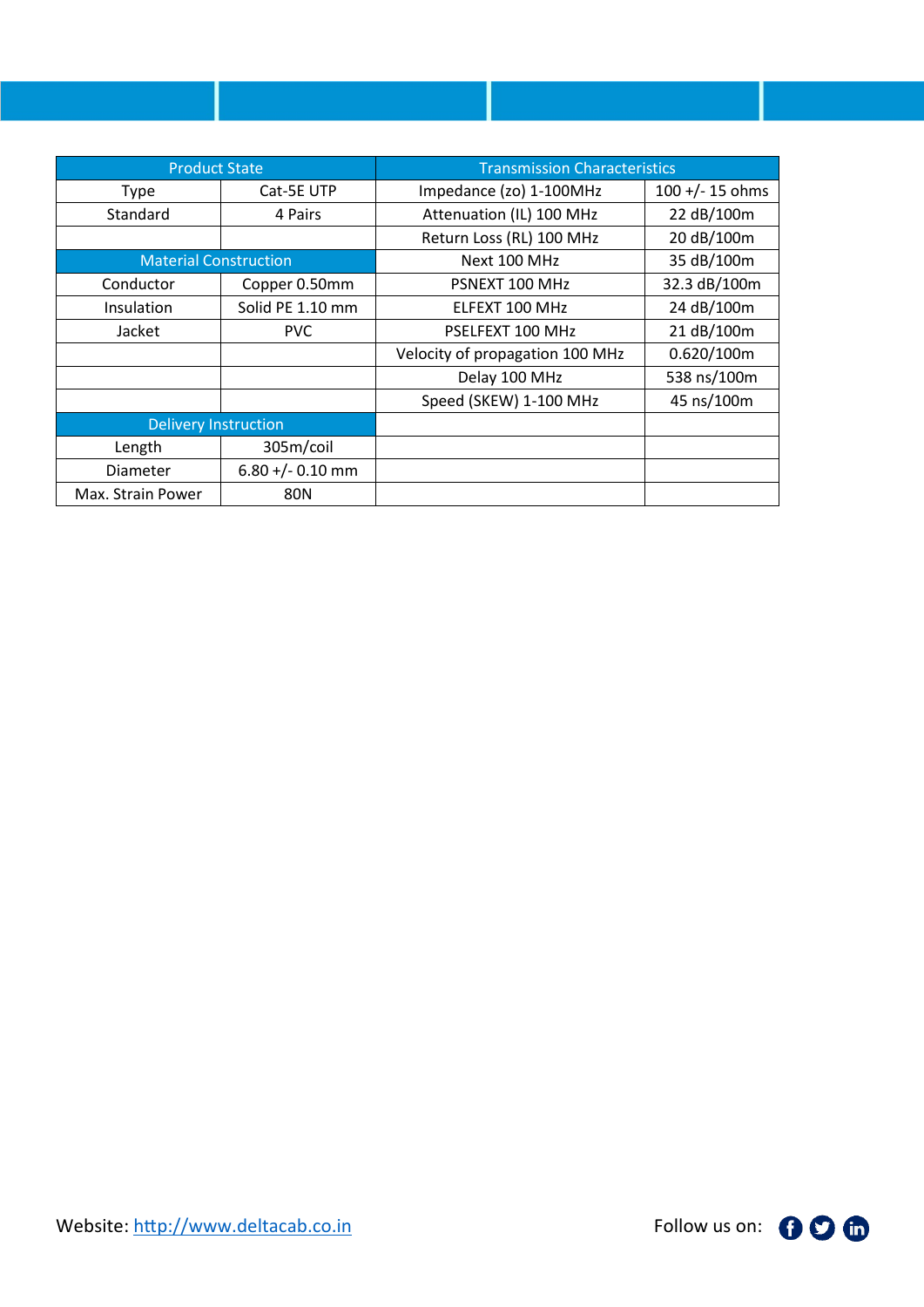| Product State | | Transmission Characteristics | |
|---|---|---|---|
| Type | Cat-5E UTP | Impedance (zo) 1-100MHz | 100 +/- 15 ohms |
| Standard | 4 Pairs | Attenuation (IL) 100 MHz | 22 dB/100m |
| | | Return Loss (RL) 100 MHz | 20 dB/100m |
| **Material Construction** | | Next 100 MHz | 35 dB/100m |
| Conductor | Copper 0.50mm | PSNEXT 100 MHz | 32.3 dB/100m |
| Insulation | Solid PE 1.10 mm | ELFEXT 100 MHz | 24 dB/100m |
| Jacket | PVC | PSELFEXT 100 MHz | 21 dB/100m |
| | | Velocity of propagation 100 MHz | 0.620/100m |
| | | Delay 100 MHz | 538 ns/100m |
| | | Speed (SKEW) 1-100 MHz | 45 ns/100m |
| **Delivery Instruction** | | | |
| Length | 305m/coil | | |
| Diameter | 6.80 +/- 0.10 mm | | |
| Max. Strain Power | 80N | | |

Website: [http://www.deltacab.co.in](http://www.deltacab.co.in)

Follow us on: